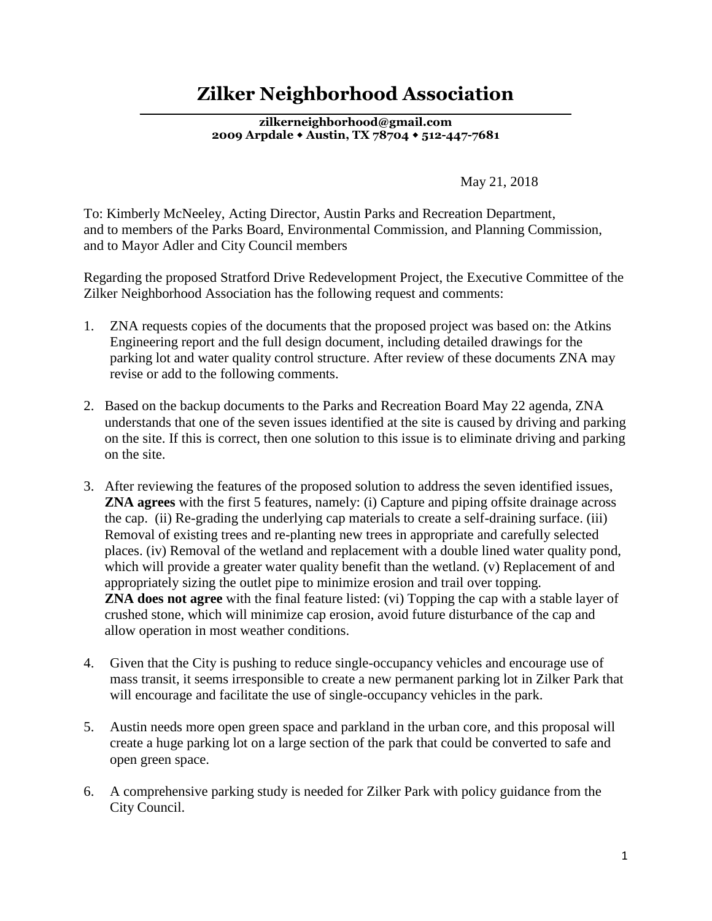# Zilker Neighborhood Association

**zilkerneighborhood@gmail.com**
**2009 Arpdale ◆ Austin, TX 78704 ◆ 512-447-7681**

May 21, 2018

To: Kimberly McNeeley, Acting Director, Austin Parks and Recreation Department,
and to members of the Parks Board, Environmental Commission, and Planning Commission,
and to Mayor Adler and City Council members

Regarding the proposed Stratford Drive Redevelopment Project, the Executive Committee of the Zilker Neighborhood Association has the following request and comments:

1. ZNA requests copies of the documents that the proposed project was based on: the Atkins Engineering report and the full design document, including detailed drawings for the parking lot and water quality control structure. After review of these documents ZNA may revise or add to the following comments.

2. Based on the backup documents to the Parks and Recreation Board May 22 agenda, ZNA understands that one of the seven issues identified at the site is caused by driving and parking on the site. If this is correct, then one solution to this issue is to eliminate driving and parking on the site.

3. After reviewing the features of the proposed solution to address the seven identified issues, **ZNA agrees** with the first 5 features, namely: (i) Capture and piping offsite drainage across the cap. (ii) Re-grading the underlying cap materials to create a self-draining surface. (iii) Removal of existing trees and re-planting new trees in appropriate and carefully selected places. (iv) Removal of the wetland and replacement with a double lined water quality pond, which will provide a greater water quality benefit than the wetland. (v) Replacement of and appropriately sizing the outlet pipe to minimize erosion and trail over topping.
   **ZNA does not agree** with the final feature listed: (vi) Topping the cap with a stable layer of crushed stone, which will minimize cap erosion, avoid future disturbance of the cap and allow operation in most weather conditions.

4. Given that the City is pushing to reduce single-occupancy vehicles and encourage use of mass transit, it seems irresponsible to create a new permanent parking lot in Zilker Park that will encourage and facilitate the use of single-occupancy vehicles in the park.

5. Austin needs more open green space and parkland in the urban core, and this proposal will create a huge parking lot on a large section of the park that could be converted to safe and open green space.

6. A comprehensive parking study is needed for Zilker Park with policy guidance from the City Council.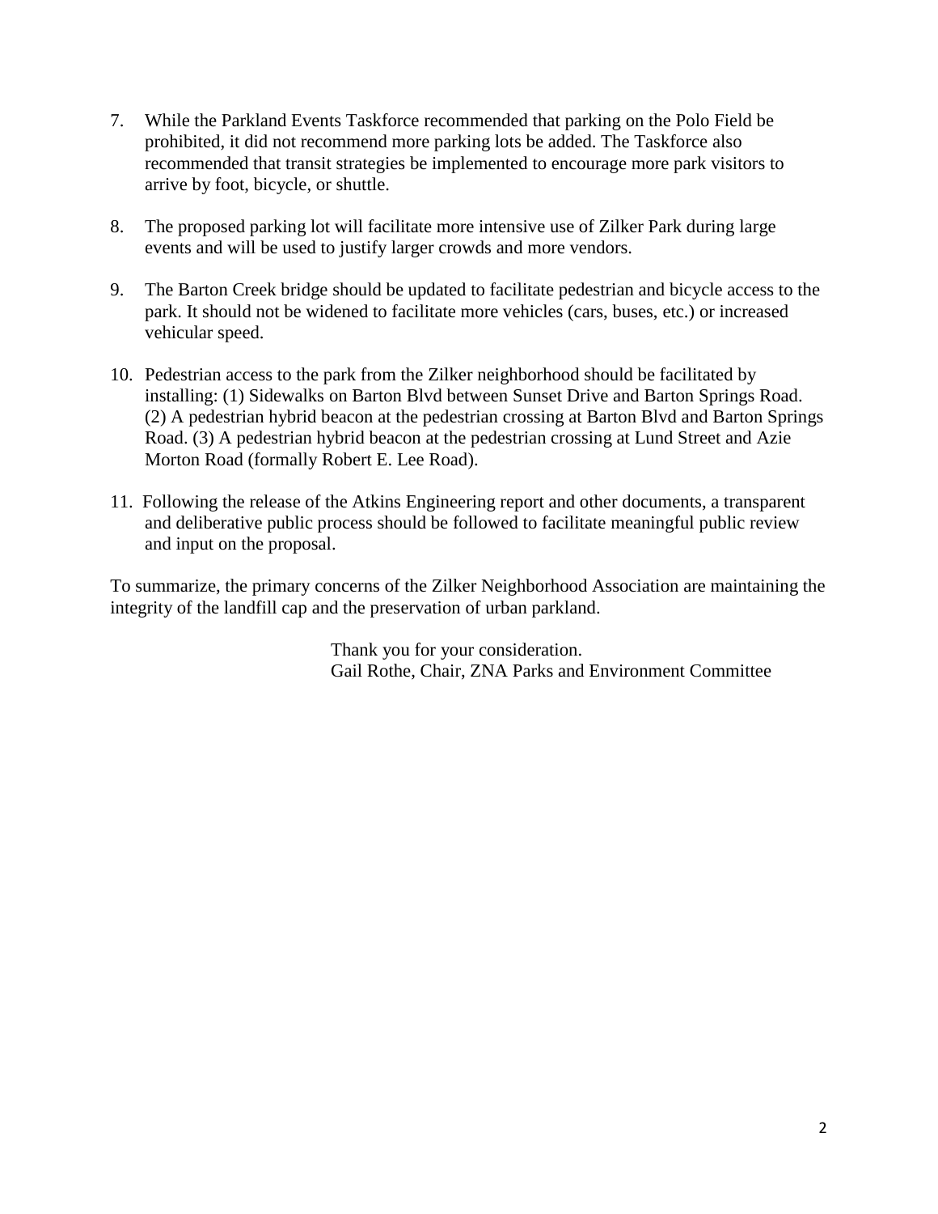7. While the Parkland Events Taskforce recommended that parking on the Polo Field be prohibited, it did not recommend more parking lots be added. The Taskforce also recommended that transit strategies be implemented to encourage more park visitors to arrive by foot, bicycle, or shuttle.

8. The proposed parking lot will facilitate more intensive use of Zilker Park during large events and will be used to justify larger crowds and more vendors.

9. The Barton Creek bridge should be updated to facilitate pedestrian and bicycle access to the park. It should not be widened to facilitate more vehicles (cars, buses, etc.) or increased vehicular speed.

10. Pedestrian access to the park from the Zilker neighborhood should be facilitated by installing: (1) Sidewalks on Barton Blvd between Sunset Drive and Barton Springs Road. (2) A pedestrian hybrid beacon at the pedestrian crossing at Barton Blvd and Barton Springs Road. (3) A pedestrian hybrid beacon at the pedestrian crossing at Lund Street and Azie Morton Road (formally Robert E. Lee Road).

11. Following the release of the Atkins Engineering report and other documents, a transparent and deliberative public process should be followed to facilitate meaningful public review and input on the proposal.

To summarize, the primary concerns of the Zilker Neighborhood Association are maintaining the integrity of the landfill cap and the preservation of urban parkland.

Thank you for your consideration.
Gail Rothe, Chair, ZNA Parks and Environment Committee